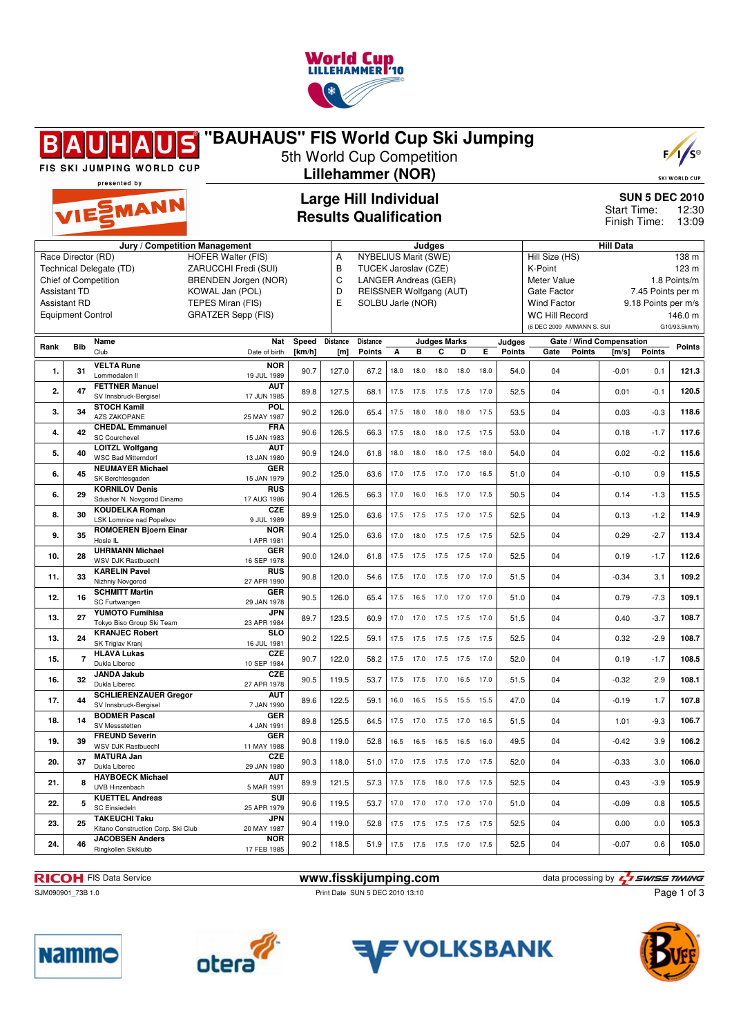# "BAUHAUS" FIS World Cup Ski Jumping

5th World Cup Competition

**Lillehammer (NOR)**

FIS SKI JUMPING WORLD CUP presented by VIESSMANN

## Large Hill Individual
## Results Qualification

**SUN 5 DEC 2010**
Start Time: 12:30
Finish Time: 13:09

| Jury / Competition Management | | Judges | | Hill Data | |
|---|---|---|---|---|---|
| Race Director (RD) | HOFER Walter (FIS) | A | NYBELIUS Marit (SWE) | Hill Size (HS) | 138 m |
| Technical Delegate (TD) | ZARUCCHI Fredi (SUI) | B | TUCEK Jaroslav (CZE) | K-Point | 123 m |
| Chief of Competition | BRENDEN Jorgen (NOR) | C | LANGER Andreas (GER) | Meter Value | 1.8 Points/m |
| Assistant TD | KOWAL Jan (POL) | D | REISSNER Wolfgang (AUT) | Gate Factor | 7.45 Points per m |
| Assistant RD | TEPES Miran (FIS) | E | SOLBU Jarle (NOR) | Wind Factor | 9.18 Points per m/s |
| Equipment Control | GRATZER Sepp (FIS) | | | WC Hill Record | 146.0 m |
| | | | | (6 DEC 2009 AMMANN S. SUI) | G10/93.5km/h) |

| Rank | Bib | Name / Club | Nat / Date of birth | Speed [km/h] | Distance [m] | Distance Points | A | B | C | D | E | Judges Points | Gate | Gate Points | Wind [m/s] | Wind Points | Points |
|---|---|---|---|---|---|---|---|---|---|---|---|---|---|---|---|---|---|
| 1. | 31 | **VELTA Rune** Lommedalen II | NOR 19 JUL 1989 | 90.7 | 127.0 | 67.2 | 18.0 | 18.0 | 18.0 | 18.0 | 18.0 | 54.0 | 04 | | -0.01 | 0.1 | 121.3 |
| 2. | 47 | **FETTNER Manuel** SV Innsbruck-Bergisel | AUT 17 JUN 1985 | 89.8 | 127.5 | 68.1 | 17.5 | 17.5 | 17.5 | 17.5 | 17.0 | 52.5 | 04 | | 0.01 | -0.1 | 120.5 |
| 3. | 34 | **STOCH Kamil** AZS ZAKOPANE | POL 25 MAY 1987 | 90.2 | 126.0 | 65.4 | 17.5 | 18.0 | 18.0 | 18.0 | 17.5 | 53.5 | 04 | | 0.03 | -0.3 | 118.6 |
| 4. | 42 | **CHEDAL Emmanuel** SC Courchevel | FRA 15 JAN 1983 | 90.6 | 126.5 | 66.3 | 17.5 | 18.0 | 18.0 | 17.5 | 17.5 | 53.0 | 04 | | 0.18 | -1.7 | 117.6 |
| 5. | 40 | **LOITZL Wolfgang** WSC Bad Mitterndorf | AUT 13 JAN 1980 | 90.9 | 124.0 | 61.8 | 18.0 | 18.0 | 18.0 | 17.5 | 18.0 | 54.0 | 04 | | 0.02 | -0.2 | 115.6 |
| 6. | 45 | **NEUMAYER Michael** SK Berchtesgaden | GER 15 JAN 1979 | 90.2 | 125.0 | 63.6 | 17.0 | 17.5 | 17.0 | 17.0 | 16.5 | 51.0 | 04 | | -0.10 | 0.9 | 115.5 |
| 6. | 29 | **KORNILOV Denis** Sdushor N. Novgorod Dinamo | RUS 17 AUG 1986 | 90.4 | 126.5 | 66.3 | 17.0 | 16.0 | 16.5 | 17.0 | 17.5 | 50.5 | 04 | | 0.14 | -1.3 | 115.5 |
| 8. | 30 | **KOUDELKA Roman** LSK Lomnice nad Popelkov | CZE 9 JUL 1989 | 89.9 | 125.0 | 63.6 | 17.5 | 17.5 | 17.5 | 17.0 | 17.5 | 52.5 | 04 | | 0.13 | -1.2 | 114.9 |
| 9. | 35 | **ROMOEREN Bjoern Einar** Hosle IL | NOR 1 APR 1981 | 90.4 | 125.0 | 63.6 | 17.0 | 18.0 | 17.5 | 17.5 | 17.5 | 52.5 | 04 | | 0.29 | -2.7 | 113.4 |
| 10. | 28 | **UHRMANN Michael** WSV DJK Rastbuechl | GER 16 SEP 1978 | 90.0 | 124.0 | 61.8 | 17.5 | 17.5 | 17.5 | 17.5 | 17.0 | 52.5 | 04 | | 0.19 | -1.7 | 112.6 |
| 11. | 33 | **KARELIN Pavel** Nizhniy Novgorod | RUS 27 APR 1990 | 90.8 | 120.0 | 54.6 | 17.5 | 17.0 | 17.5 | 17.0 | 17.0 | 51.5 | 04 | | -0.34 | 3.1 | 109.2 |
| 12. | 16 | **SCHMITT Martin** SC Furtwangen | GER 29 JAN 1978 | 90.5 | 126.0 | 65.4 | 17.5 | 16.5 | 17.0 | 17.0 | 17.0 | 51.0 | 04 | | 0.79 | -7.3 | 109.1 |
| 13. | 27 | **YUMOTO Fumihisa** Tokyo Biso Group Ski Team | JPN 23 APR 1984 | 89.7 | 123.5 | 60.9 | 17.0 | 17.0 | 17.5 | 17.5 | 17.0 | 51.5 | 04 | | 0.40 | -3.7 | 108.7 |
| 13. | 24 | **KRANJEC Robert** SK Triglav Kranj | SLO 16 JUL 1981 | 90.2 | 122.5 | 59.1 | 17.5 | 17.5 | 17.5 | 17.5 | 17.5 | 52.5 | 04 | | 0.32 | -2.9 | 108.7 |
| 15. | 7 | **HLAVA Lukas** Dukla Liberec | CZE 10 SEP 1984 | 90.7 | 122.0 | 58.2 | 17.5 | 17.0 | 17.5 | 17.5 | 17.0 | 52.0 | 04 | | 0.19 | -1.7 | 108.5 |
| 16. | 32 | **JANDA Jakub** Dukla Liberec | CZE 27 APR 1978 | 90.5 | 119.5 | 53.7 | 17.5 | 17.5 | 17.0 | 16.5 | 17.0 | 51.5 | 04 | | -0.32 | 2.9 | 108.1 |
| 17. | 44 | **SCHLIERENZAUER Gregor** SV Innsbruck-Bergisel | AUT 7 JAN 1990 | 89.6 | 122.5 | 59.1 | 16.0 | 16.5 | 15.5 | 15.5 | 15.5 | 47.0 | 04 | | -0.19 | 1.7 | 107.8 |
| 18. | 14 | **BODMER Pascal** SV Messstetten | GER 4 JAN 1991 | 89.8 | 125.5 | 64.5 | 17.5 | 17.0 | 17.5 | 17.0 | 16.5 | 51.5 | 04 | | 1.01 | -9.3 | 106.7 |
| 19. | 39 | **FREUND Severin** WSV DJK Rastbuechl | GER 11 MAY 1988 | 90.8 | 119.0 | 52.8 | 16.5 | 16.5 | 16.5 | 16.5 | 16.0 | 49.5 | 04 | | -0.42 | 3.9 | 106.2 |
| 20. | 37 | **MATURA Jan** Dukla Liberec | CZE 29 JAN 1980 | 90.3 | 118.0 | 51.0 | 17.0 | 17.5 | 17.5 | 17.0 | 17.5 | 52.0 | 04 | | -0.33 | 3.0 | 106.0 |
| 21. | 8 | **HAYBOECK Michael** UVB Hinzenbach | AUT 5 MAR 1991 | 89.9 | 121.5 | 57.3 | 17.5 | 17.5 | 18.0 | 17.5 | 17.5 | 52.5 | 04 | | 0.43 | -3.9 | 105.9 |
| 22. | 5 | **KUETTEL Andreas** SC Einsiedeln | SUI 25 APR 1979 | 90.6 | 119.5 | 53.7 | 17.0 | 17.0 | 17.0 | 17.0 | 17.0 | 51.0 | 04 | | -0.09 | 0.8 | 105.5 |
| 23. | 25 | **TAKEUCHI Taku** Kitano Construction Corp. Ski Club | JPN 20 MAY 1987 | 90.4 | 119.0 | 52.8 | 17.5 | 17.5 | 17.5 | 17.5 | 17.5 | 52.5 | 04 | | 0.00 | 0.0 | 105.3 |
| 24. | 46 | **JACOBSEN Anders** Ringkollen Skiklubb | NOR 17 FEB 1985 | 90.2 | 118.5 | 51.9 | 17.5 | 17.5 | 17.5 | 17.0 | 17.5 | 52.5 | 04 | | -0.07 | 0.6 | 105.0 |

RICOH FIS Data Service www.fisskijumping.com data processing by SWISS TIMING

SJM090901_73B 1.0 Print Date SUN 5 DEC 2010 13:10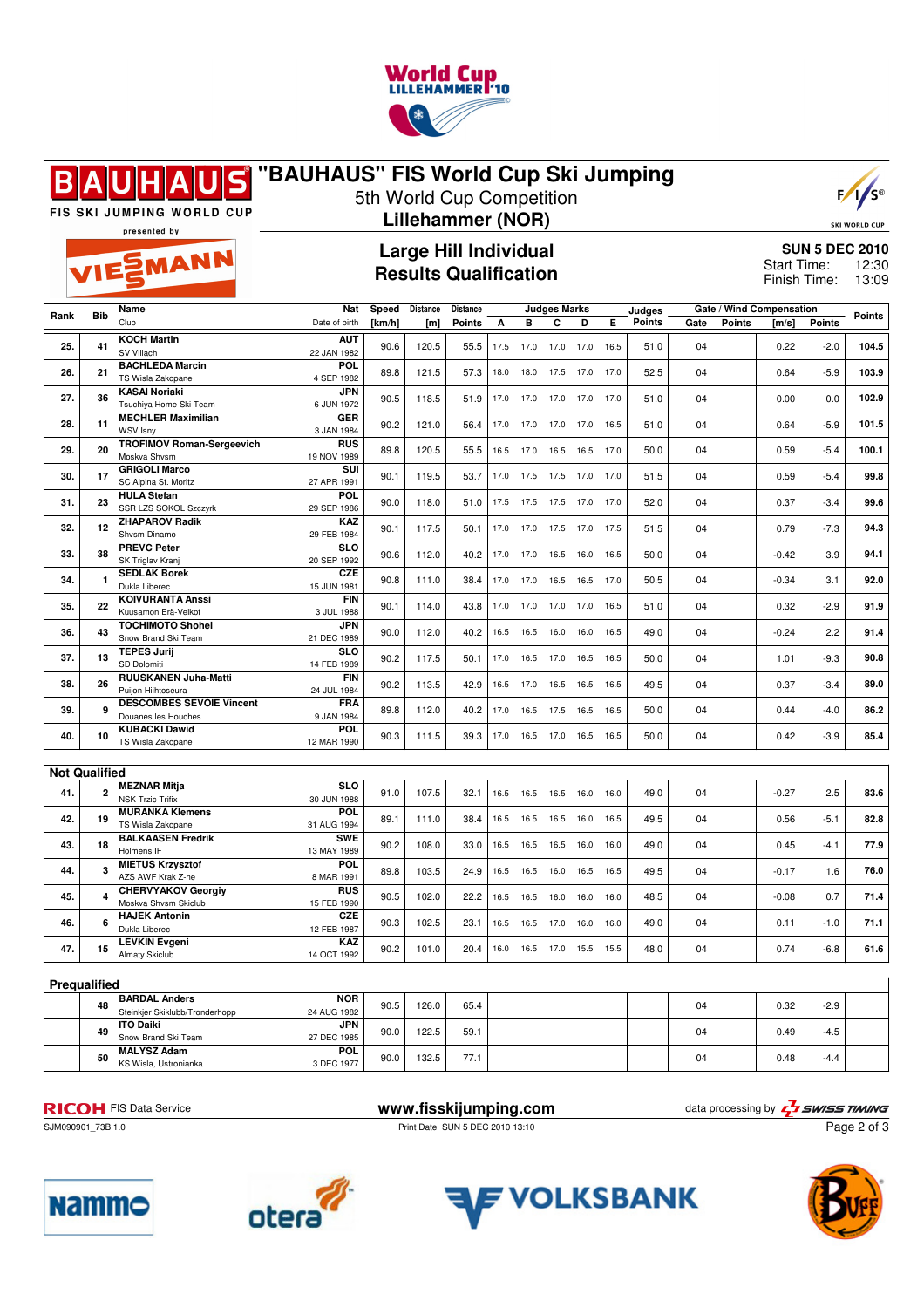# "BAUHAUS" FIS World Cup Ski Jumping

5th World Cup Competition

**Lillehammer (NOR)**

## Large Hill Individual
## Results Qualification

**SUN 5 DEC 2010**
Start Time: 12:30
Finish Time: 13:09

| Rank | Bib | Name / Club | Nat / Date of birth | Speed [km/h] | Distance [m] | Distance Points | A | B | C | D | E | Judges Points | Gate | Gate Points | Wind [m/s] | Wind Points | Points |
|---|---|---|---|---|---|---|---|---|---|---|---|---|---|---|---|---|---|
| 25. | 41 | KOCH Martin / SV Villach | AUT / 22 JAN 1982 | 90.6 | 120.5 | 55.5 | 17.5 | 17.0 | 17.0 | 17.0 | 16.5 | 51.0 | 04 | | 0.22 | -2.0 | 104.5 |
| 26. | 21 | BACHLEDA Marcin / TS Wisla Zakopane | POL / 4 SEP 1982 | 89.8 | 121.5 | 57.3 | 18.0 | 18.0 | 17.5 | 17.0 | 17.0 | 52.5 | 04 | | 0.64 | -5.9 | 103.9 |
| 27. | 36 | KASAI Noriaki / Tsuchiya Home Ski Team | JPN / 6 JUN 1972 | 90.5 | 118.5 | 51.9 | 17.0 | 17.0 | 17.0 | 17.0 | 17.0 | 51.0 | 04 | | 0.00 | 0.0 | 102.9 |
| 28. | 11 | MECHLER Maximilian / WSV Isny | GER / 3 JAN 1984 | 90.2 | 121.0 | 56.4 | 17.0 | 17.0 | 17.0 | 17.0 | 16.5 | 51.0 | 04 | | 0.64 | -5.9 | 101.5 |
| 29. | 20 | TROFIMOV Roman-Sergeevich / Moskva Shvsm | RUS / 19 NOV 1989 | 89.8 | 120.5 | 55.5 | 16.5 | 17.0 | 16.5 | 16.5 | 17.0 | 50.0 | 04 | | 0.59 | -5.4 | 100.1 |
| 30. | 17 | GRIGOLI Marco / SC Alpina St. Moritz | SUI / 27 APR 1991 | 90.1 | 119.5 | 53.7 | 17.0 | 17.5 | 17.5 | 17.0 | 17.0 | 51.5 | 04 | | 0.59 | -5.4 | 99.8 |
| 31. | 23 | HULA Stefan / SSR LZS SOKOL Szczyrk | POL / 29 SEP 1986 | 90.0 | 118.0 | 51.0 | 17.5 | 17.5 | 17.5 | 17.0 | 17.0 | 52.0 | 04 | | 0.37 | -3.4 | 99.6 |
| 32. | 12 | ZHAPAROV Radik / Shvsm Dinamo | KAZ / 29 FEB 1984 | 90.1 | 117.5 | 50.1 | 17.0 | 17.0 | 17.5 | 17.0 | 17.5 | 51.5 | 04 | | 0.79 | -7.3 | 94.3 |
| 33. | 38 | PREVC Peter / SK Triglav Kranj | SLO / 20 SEP 1992 | 90.6 | 112.0 | 40.2 | 17.0 | 17.0 | 16.5 | 16.0 | 16.5 | 50.0 | 04 | | -0.42 | 3.9 | 94.1 |
| 34. | 1 | SEDLAK Borek / Dukla Liberec | CZE / 15 JUN 1981 | 90.8 | 111.0 | 38.4 | 17.0 | 17.0 | 16.5 | 16.5 | 17.0 | 50.5 | 04 | | -0.34 | 3.1 | 92.0 |
| 35. | 22 | KOIVURANTA Anssi / Kuusamon Erä-Veikot | FIN / 3 JUL 1988 | 90.1 | 114.0 | 43.8 | 17.0 | 17.0 | 17.0 | 17.0 | 16.5 | 51.0 | 04 | | 0.32 | -2.9 | 91.9 |
| 36. | 43 | TOCHIMOTO Shohei / Snow Brand Ski Team | JPN / 21 DEC 1989 | 90.0 | 112.0 | 40.2 | 16.5 | 16.5 | 16.0 | 16.0 | 16.5 | 49.0 | 04 | | -0.24 | 2.2 | 91.4 |
| 37. | 13 | TEPES Jurij / SD Dolomiti | SLO / 14 FEB 1989 | 90.2 | 117.5 | 50.1 | 17.0 | 16.5 | 17.0 | 16.5 | 16.5 | 50.0 | 04 | | 1.01 | -9.3 | 90.8 |
| 38. | 26 | RUUSKANEN Juha-Matti / Puijon Hiihtoseura | FIN / 24 JUL 1984 | 90.2 | 113.5 | 42.9 | 16.5 | 17.0 | 16.5 | 16.5 | 16.5 | 49.5 | 04 | | 0.37 | -3.4 | 89.0 |
| 39. | 9 | DESCOMBES SEVOIE Vincent / Douanes les Houches | FRA / 9 JAN 1984 | 89.8 | 112.0 | 40.2 | 17.0 | 16.5 | 17.5 | 16.5 | 16.5 | 50.0 | 04 | | 0.44 | -4.0 | 86.2 |
| 40. | 10 | KUBACKI Dawid / TS Wisla Zakopane | POL / 12 MAR 1990 | 90.3 | 111.5 | 39.3 | 17.0 | 16.5 | 17.0 | 16.5 | 16.5 | 50.0 | 04 | | 0.42 | -3.9 | 85.4 |
| **Not Qualified** | | | | | | | | | | | | | | | | | |
| 41. | 2 | MEZNAR Mitja / NSK Trzic Trifix | SLO / 30 JUN 1988 | 91.0 | 107.5 | 32.1 | 16.5 | 16.5 | 16.5 | 16.0 | 16.0 | 49.0 | 04 | | -0.27 | 2.5 | 83.6 |
| 42. | 19 | MURANKA Klemens / TS Wisla Zakopane | POL / 31 AUG 1994 | 89.1 | 111.0 | 38.4 | 16.5 | 16.5 | 16.5 | 16.0 | 16.5 | 49.5 | 04 | | 0.56 | -5.1 | 82.8 |
| 43. | 18 | BALKAASEN Fredrik / Holmens IF | SWE / 13 MAY 1989 | 90.2 | 108.0 | 33.0 | 16.5 | 16.5 | 16.5 | 16.0 | 16.0 | 49.0 | 04 | | 0.45 | -4.1 | 77.9 |
| 44. | 3 | MIETUS Krzysztof / AZS AWF Krak Z-ne | POL / 8 MAR 1991 | 89.8 | 103.5 | 24.9 | 16.5 | 16.5 | 16.0 | 16.5 | 16.5 | 49.5 | 04 | | -0.17 | 1.6 | 76.0 |
| 45. | 4 | CHERVYAKOV Georgiy / Moskva Shvsm Skiclub | RUS / 15 FEB 1990 | 90.5 | 102.0 | 22.2 | 16.5 | 16.5 | 16.0 | 16.0 | 16.0 | 48.5 | 04 | | -0.08 | 0.7 | 71.4 |
| 46. | 6 | HAJEK Antonin / Dukla Liberec | CZE / 12 FEB 1987 | 90.3 | 102.5 | 23.1 | 16.5 | 16.5 | 17.0 | 16.0 | 16.0 | 49.0 | 04 | | 0.11 | -1.0 | 71.1 |
| 47. | 15 | LEVKIN Evgeni / Almaty Skiclub | KAZ / 14 OCT 1992 | 90.2 | 101.0 | 20.4 | 16.0 | 16.5 | 17.0 | 15.5 | 15.5 | 48.0 | 04 | | 0.74 | -6.8 | 61.6 |
| **Prequalified** | | | | | | | | | | | | | | | | | |
| | 48 | BARDAL Anders / Steinkjer Skiklubb/Tronderhopp | NOR / 24 AUG 1982 | 90.5 | 126.0 | 65.4 | | | | | | | 04 | | 0.32 | -2.9 | |
| | 49 | ITO Daiki / Snow Brand Ski Team | JPN / 27 DEC 1985 | 90.0 | 122.5 | 59.1 | | | | | | | 04 | | 0.49 | -4.5 | |
| | 50 | MALYSZ Adam / KS Wisla, Ustronianka | POL / 3 DEC 1977 | 90.0 | 132.5 | 77.1 | | | | | | | 04 | | 0.48 | -4.4 | |

RICOH FIS Data Service www.fisskijumping.com data processing by SWISS TIMING

SJM090901_73B 1.0 Print Date SUN 5 DEC 2010 13:10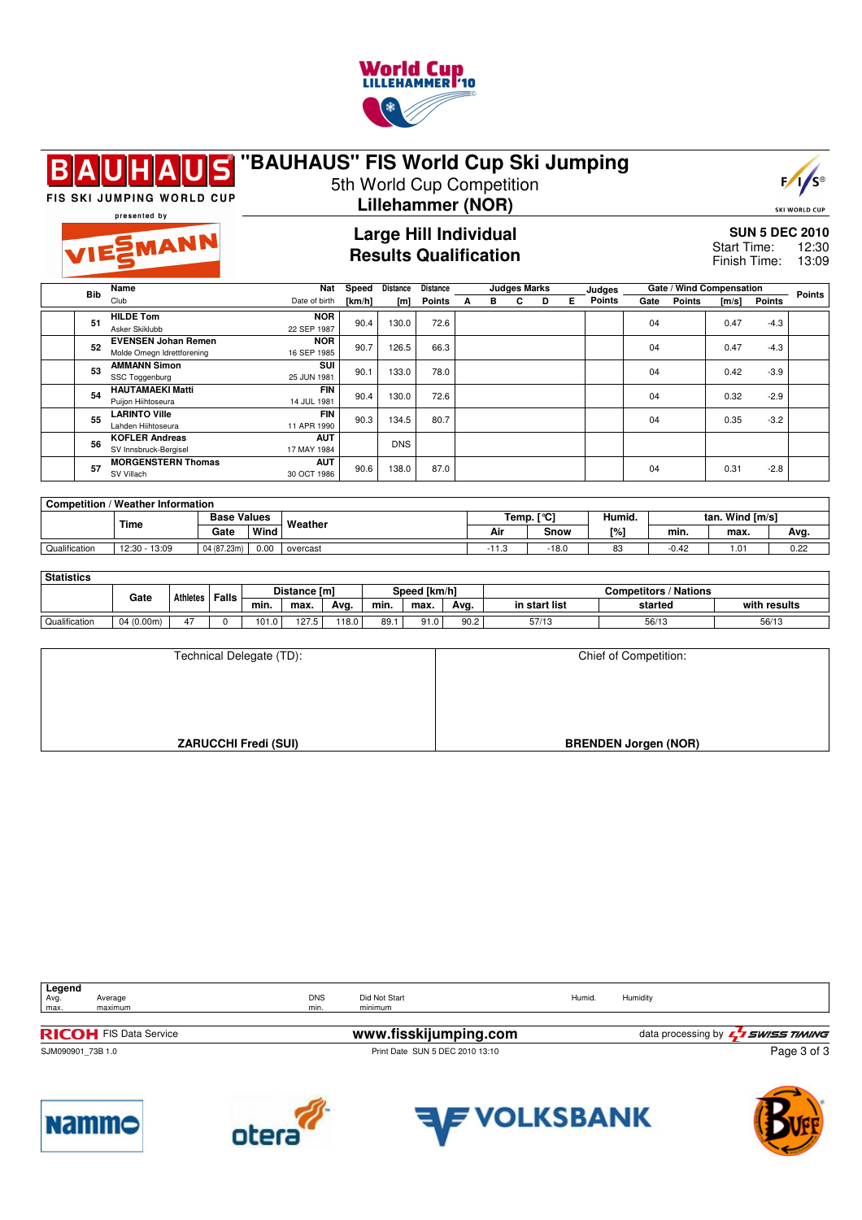# "BAUHAUS" FIS World Cup Ski Jumping

5th World Cup Competition

**Lillehammer (NOR)**

## Large Hill Individual
## Results Qualification

**SUN 5 DEC 2010**
Start Time: 12:30
Finish Time: 13:09

| Bib | Name / Club | Nat / Date of birth | Speed [km/h] | Distance [m] | Distance Points | A | B | C | D | E | Judges Points | Gate | Gate Points | Wind [m/s] | Wind Points | Points |
|---|---|---|---|---|---|---|---|---|---|---|---|---|---|---|---|---|
| 51 | **HILDE Tom** Asker Skiklubb | **NOR** 22 SEP 1987 | 90.4 | 130.0 | 72.6 | | | | | | | 04 | | 0.47 | -4.3 | |
| 52 | **EVENSEN Johan Remen** Molde Omegn Idrettforening | **NOR** 16 SEP 1985 | 90.7 | 126.5 | 66.3 | | | | | | | 04 | | 0.47 | -4.3 | |
| 53 | **AMMANN Simon** SSC Toggenburg | **SUI** 25 JUN 1981 | 90.1 | 133.0 | 78.0 | | | | | | | 04 | | 0.42 | -3.9 | |
| 54 | **HAUTAMAEKI Matti** Puijon Hiihtoseura | **FIN** 14 JUL 1981 | 90.4 | 130.0 | 72.6 | | | | | | | 04 | | 0.32 | -2.9 | |
| 55 | **LARINTO Ville** Lahden Hiihtoseura | **FIN** 11 APR 1990 | 90.3 | 134.5 | 80.7 | | | | | | | 04 | | 0.35 | -3.2 | |
| 56 | **KOFLER Andreas** SV Innsbruck-Bergisel | **AUT** 17 MAY 1984 | | DNS | | | | | | | | | | | | |
| 57 | **MORGENSTERN Thomas** SV Villach | **AUT** 30 OCT 1986 | 90.6 | 138.0 | 87.0 | | | | | | | 04 | | 0.31 | -2.8 | |

**Competition / Weather Information**

| | Time | Base Values Gate | Base Values Wind | Weather | Temp. [°C] Air | Temp. [°C] Snow | Humid. [%] | tan. Wind [m/s] min. | tan. Wind [m/s] max. | tan. Wind [m/s] Avg. |
|---|---|---|---|---|---|---|---|---|---|---|
| Qualification | 12:30 - 13:09 | 04 (87.23m) | 0.00 | overcast | -11.3 | -18.0 | 83 | -0.42 | 1.01 | 0.22 |

**Statistics**

| | Gate | Athletes | Falls | Distance [m] min. | Distance [m] max. | Distance [m] Avg. | Speed [km/h] min. | Speed [km/h] max. | Speed [km/h] Avg. | Competitors / Nations in start list | Competitors / Nations started | Competitors / Nations with results |
|---|---|---|---|---|---|---|---|---|---|---|---|---|
| Qualification | 04 (0.00m) | 47 | 0 | 101.0 | 127.5 | 118.0 | 89.1 | 91.0 | 90.2 | 57/13 | 56/13 | 56/13 |

| Technical Delegate (TD): | Chief of Competition: |
|---|---|
| **ZARUCCHI Fredi (SUI)** | **BRENDEN Jorgen (NOR)** |

**Legend**
Avg. Average; max. maximum; DNS Did Not Start; min. minimum; Humid. Humidity

RICOH FIS Data Service — www.fisskijumping.com — data processing by SWISS TIMING

SJM090901_73B 1.0 — Print Date SUN 5 DEC 2010 13:10